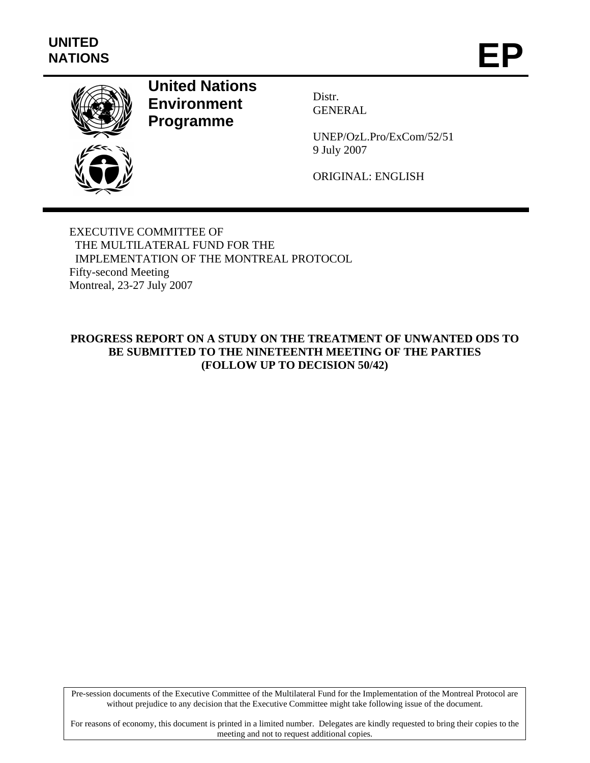**UNITED NATIONS**

# EP

**United Nations Environment Programme**

Distr.
GENERAL

UNEP/OzL.Pro/ExCom/52/51
9 July 2007

ORIGINAL: ENGLISH

EXECUTIVE COMMITTEE OF
THE MULTILATERAL FUND FOR THE
IMPLEMENTATION OF THE MONTREAL PROTOCOL
Fifty-second Meeting
Montreal, 23-27 July 2007

## PROGRESS REPORT ON A STUDY ON THE TREATMENT OF UNWANTED ODS TO BE SUBMITTED TO THE NINETEENTH MEETING OF THE PARTIES (FOLLOW UP TO DECISION 50/42)

Pre-session documents of the Executive Committee of the Multilateral Fund for the Implementation of the Montreal Protocol are without prejudice to any decision that the Executive Committee might take following issue of the document.

For reasons of economy, this document is printed in a limited number. Delegates are kindly requested to bring their copies to the meeting and not to request additional copies.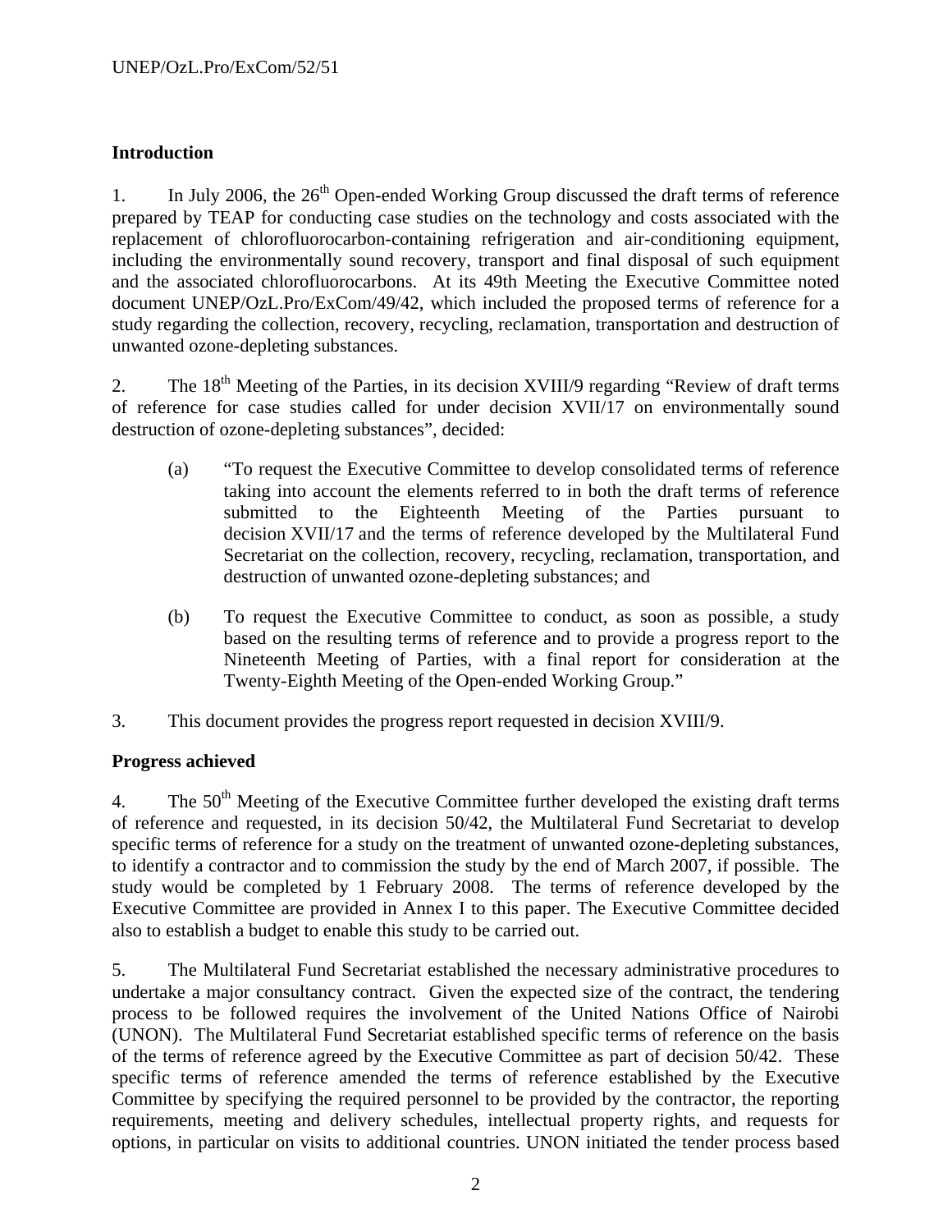## Introduction

1. In July 2006, the 26th Open-ended Working Group discussed the draft terms of reference prepared by TEAP for conducting case studies on the technology and costs associated with the replacement of chlorofluorocarbon-containing refrigeration and air-conditioning equipment, including the environmentally sound recovery, transport and final disposal of such equipment and the associated chlorofluorocarbons. At its 49th Meeting the Executive Committee noted document UNEP/OzL.Pro/ExCom/49/42, which included the proposed terms of reference for a study regarding the collection, recovery, recycling, reclamation, transportation and destruction of unwanted ozone-depleting substances.

2. The 18th Meeting of the Parties, in its decision XVIII/9 regarding "Review of draft terms of reference for case studies called for under decision XVII/17 on environmentally sound destruction of ozone-depleting substances", decided:

   (a) "To request the Executive Committee to develop consolidated terms of reference taking into account the elements referred to in both the draft terms of reference submitted to the Eighteenth Meeting of the Parties pursuant to decision XVII/17 and the terms of reference developed by the Multilateral Fund Secretariat on the collection, recovery, recycling, reclamation, transportation, and destruction of unwanted ozone-depleting substances; and

   (b) To request the Executive Committee to conduct, as soon as possible, a study based on the resulting terms of reference and to provide a progress report to the Nineteenth Meeting of Parties, with a final report for consideration at the Twenty-Eighth Meeting of the Open-ended Working Group."

3. This document provides the progress report requested in decision XVIII/9.

## Progress achieved

4. The 50th Meeting of the Executive Committee further developed the existing draft terms of reference and requested, in its decision 50/42, the Multilateral Fund Secretariat to develop specific terms of reference for a study on the treatment of unwanted ozone-depleting substances, to identify a contractor and to commission the study by the end of March 2007, if possible. The study would be completed by 1 February 2008. The terms of reference developed by the Executive Committee are provided in Annex I to this paper. The Executive Committee decided also to establish a budget to enable this study to be carried out.

5. The Multilateral Fund Secretariat established the necessary administrative procedures to undertake a major consultancy contract. Given the expected size of the contract, the tendering process to be followed requires the involvement of the United Nations Office of Nairobi (UNON). The Multilateral Fund Secretariat established specific terms of reference on the basis of the terms of reference agreed by the Executive Committee as part of decision 50/42. These specific terms of reference amended the terms of reference established by the Executive Committee by specifying the required personnel to be provided by the contractor, the reporting requirements, meeting and delivery schedules, intellectual property rights, and requests for options, in particular on visits to additional countries. UNON initiated the tender process based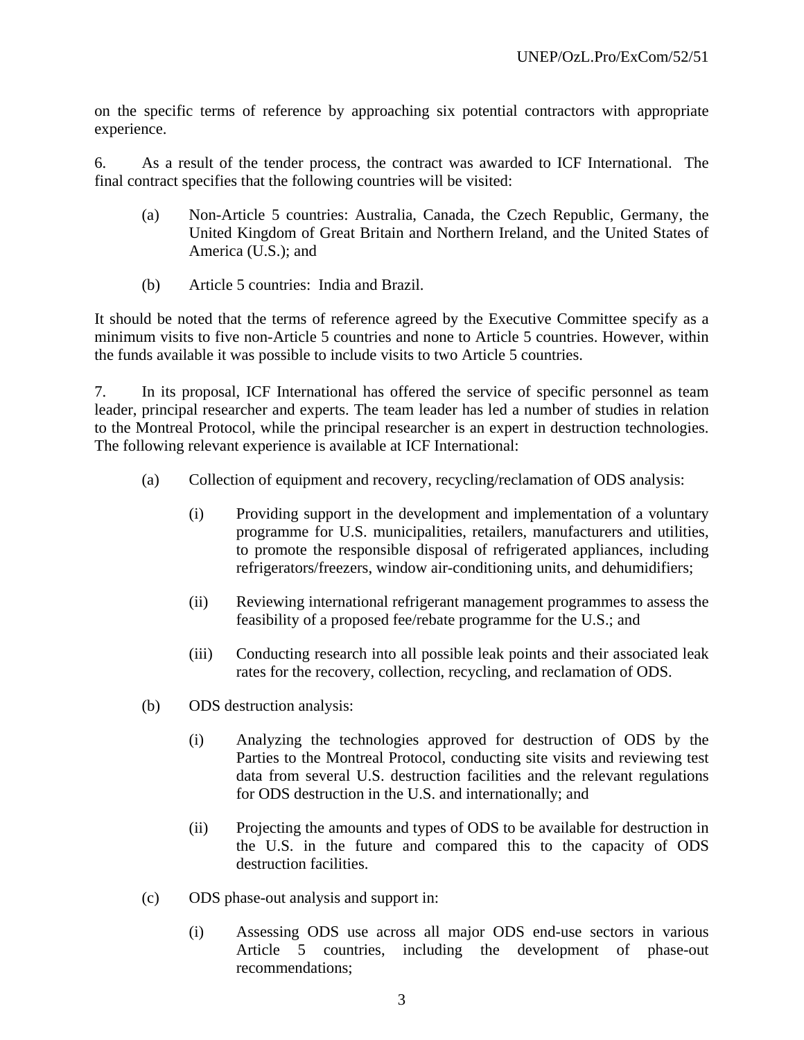on the specific terms of reference by approaching six potential contractors with appropriate experience.

6. As a result of the tender process, the contract was awarded to ICF International. The final contract specifies that the following countries will be visited:

   (a) Non-Article 5 countries: Australia, Canada, the Czech Republic, Germany, the United Kingdom of Great Britain and Northern Ireland, and the United States of America (U.S.); and

   (b) Article 5 countries: India and Brazil.

It should be noted that the terms of reference agreed by the Executive Committee specify as a minimum visits to five non-Article 5 countries and none to Article 5 countries. However, within the funds available it was possible to include visits to two Article 5 countries.

7. In its proposal, ICF International has offered the service of specific personnel as team leader, principal researcher and experts. The team leader has led a number of studies in relation to the Montreal Protocol, while the principal researcher is an expert in destruction technologies. The following relevant experience is available at ICF International:

   (a) Collection of equipment and recovery, recycling/reclamation of ODS analysis:

      (i) Providing support in the development and implementation of a voluntary programme for U.S. municipalities, retailers, manufacturers and utilities, to promote the responsible disposal of refrigerated appliances, including refrigerators/freezers, window air-conditioning units, and dehumidifiers;

      (ii) Reviewing international refrigerant management programmes to assess the feasibility of a proposed fee/rebate programme for the U.S.; and

      (iii) Conducting research into all possible leak points and their associated leak rates for the recovery, collection, recycling, and reclamation of ODS.

   (b) ODS destruction analysis:

      (i) Analyzing the technologies approved for destruction of ODS by the Parties to the Montreal Protocol, conducting site visits and reviewing test data from several U.S. destruction facilities and the relevant regulations for ODS destruction in the U.S. and internationally; and

      (ii) Projecting the amounts and types of ODS to be available for destruction in the U.S. in the future and compared this to the capacity of ODS destruction facilities.

   (c) ODS phase-out analysis and support in:

      (i) Assessing ODS use across all major ODS end-use sectors in various Article 5 countries, including the development of phase-out recommendations;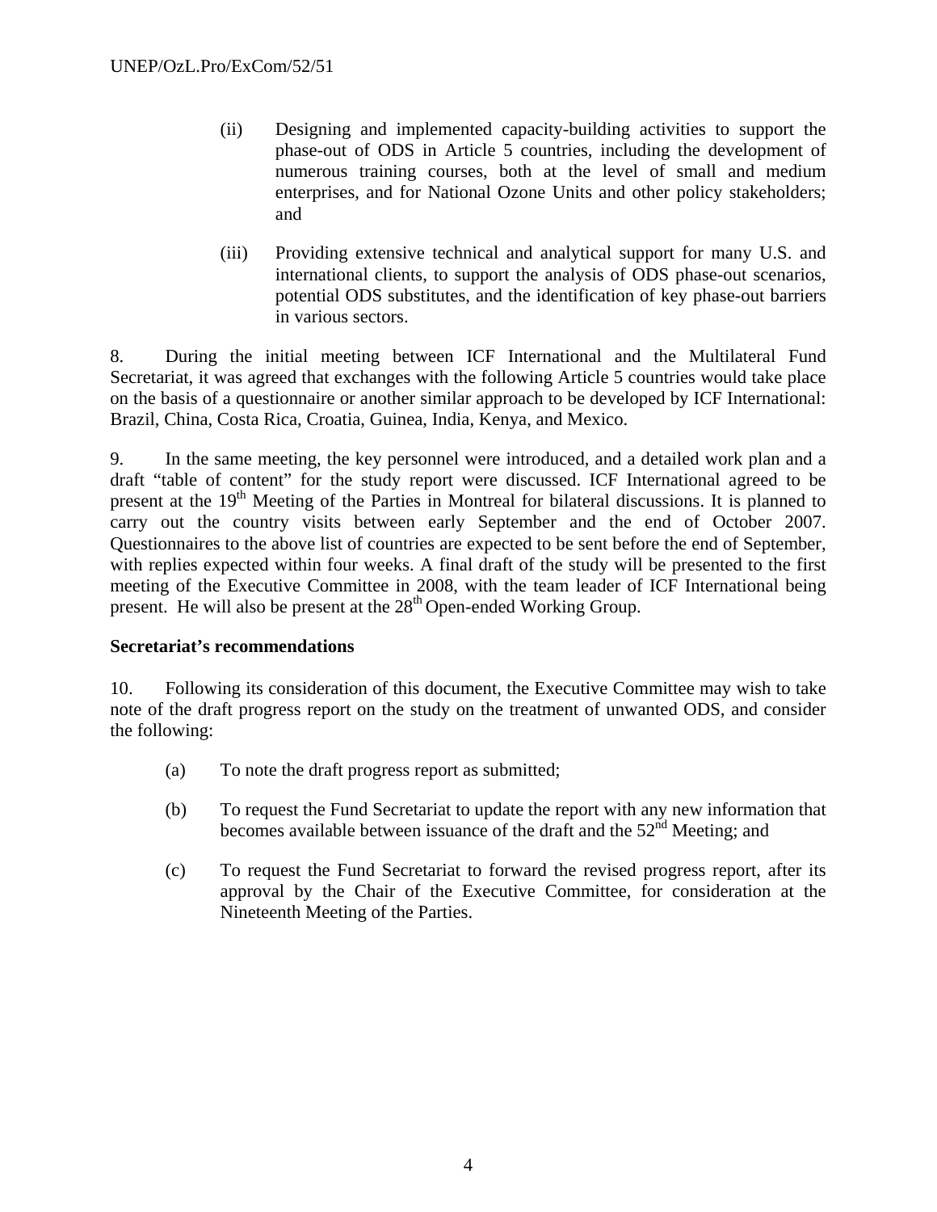(ii) Designing and implemented capacity-building activities to support the phase-out of ODS in Article 5 countries, including the development of numerous training courses, both at the level of small and medium enterprises, and for National Ozone Units and other policy stakeholders; and

(iii) Providing extensive technical and analytical support for many U.S. and international clients, to support the analysis of ODS phase-out scenarios, potential ODS substitutes, and the identification of key phase-out barriers in various sectors.

8. During the initial meeting between ICF International and the Multilateral Fund Secretariat, it was agreed that exchanges with the following Article 5 countries would take place on the basis of a questionnaire or another similar approach to be developed by ICF International: Brazil, China, Costa Rica, Croatia, Guinea, India, Kenya, and Mexico.

9. In the same meeting, the key personnel were introduced, and a detailed work plan and a draft "table of content" for the study report were discussed. ICF International agreed to be present at the 19th Meeting of the Parties in Montreal for bilateral discussions. It is planned to carry out the country visits between early September and the end of October 2007. Questionnaires to the above list of countries are expected to be sent before the end of September, with replies expected within four weeks. A final draft of the study will be presented to the first meeting of the Executive Committee in 2008, with the team leader of ICF International being present. He will also be present at the 28th Open-ended Working Group.

**Secretariat's recommendations**

10. Following its consideration of this document, the Executive Committee may wish to take note of the draft progress report on the study on the treatment of unwanted ODS, and consider the following:

(a) To note the draft progress report as submitted;

(b) To request the Fund Secretariat to update the report with any new information that becomes available between issuance of the draft and the 52nd Meeting; and

(c) To request the Fund Secretariat to forward the revised progress report, after its approval by the Chair of the Executive Committee, for consideration at the Nineteenth Meeting of the Parties.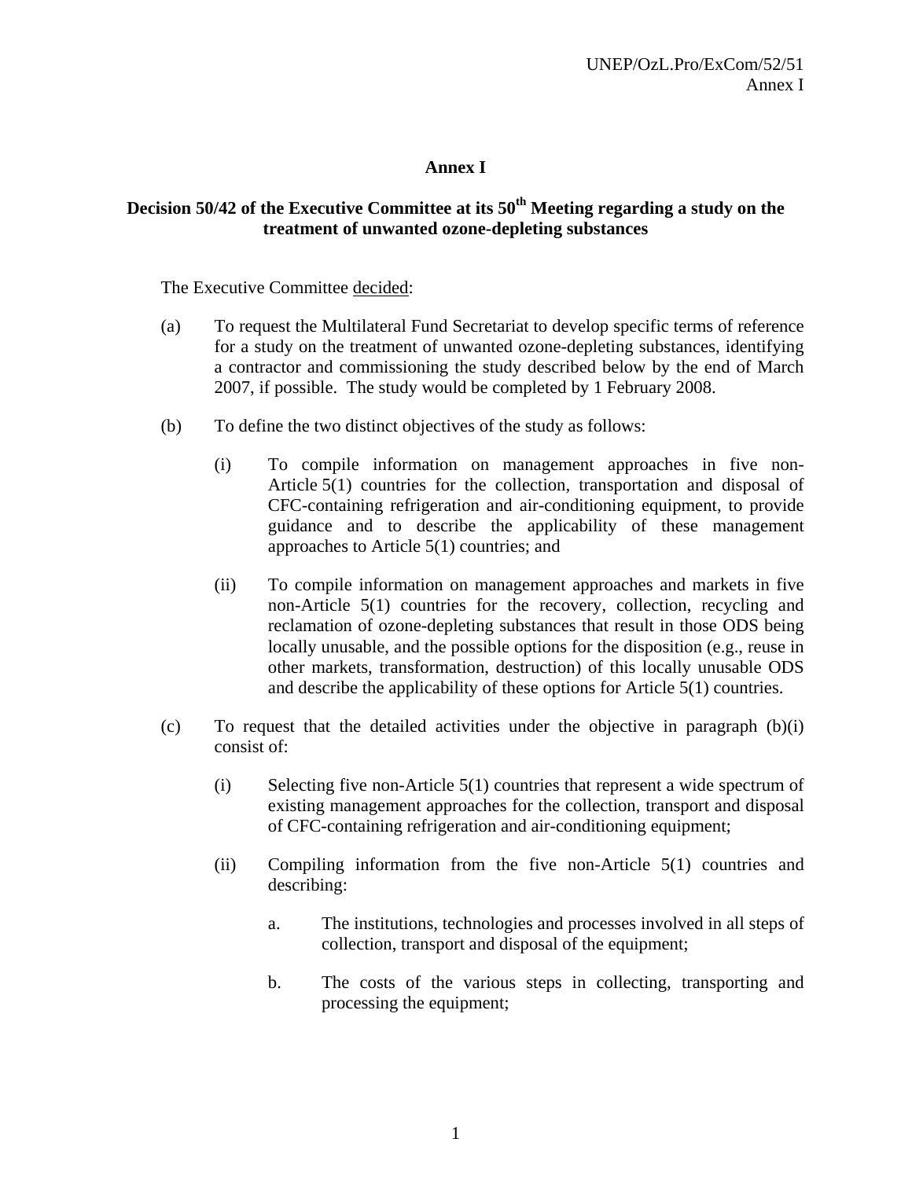# Annex I

## Decision 50/42 of the Executive Committee at its 50th Meeting regarding a study on the treatment of unwanted ozone-depleting substances

The Executive Committee decided:

(a) To request the Multilateral Fund Secretariat to develop specific terms of reference for a study on the treatment of unwanted ozone-depleting substances, identifying a contractor and commissioning the study described below by the end of March 2007, if possible. The study would be completed by 1 February 2008.

(b) To define the two distinct objectives of the study as follows:

(i) To compile information on management approaches in five non-Article 5(1) countries for the collection, transportation and disposal of CFC-containing refrigeration and air-conditioning equipment, to provide guidance and to describe the applicability of these management approaches to Article 5(1) countries; and

(ii) To compile information on management approaches and markets in five non-Article 5(1) countries for the recovery, collection, recycling and reclamation of ozone-depleting substances that result in those ODS being locally unusable, and the possible options for the disposition (e.g., reuse in other markets, transformation, destruction) of this locally unusable ODS and describe the applicability of these options for Article 5(1) countries.

(c) To request that the detailed activities under the objective in paragraph (b)(i) consist of:

(i) Selecting five non-Article 5(1) countries that represent a wide spectrum of existing management approaches for the collection, transport and disposal of CFC-containing refrigeration and air-conditioning equipment;

(ii) Compiling information from the five non-Article 5(1) countries and describing:

a. The institutions, technologies and processes involved in all steps of collection, transport and disposal of the equipment;

b. The costs of the various steps in collecting, transporting and processing the equipment;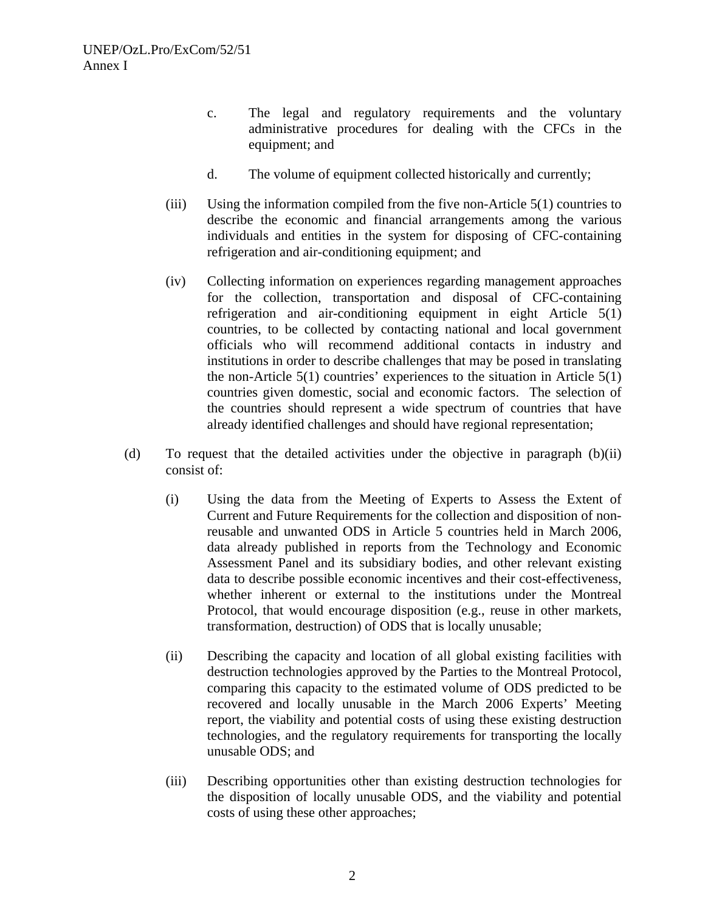c. The legal and regulatory requirements and the voluntary administrative procedures for dealing with the CFCs in the equipment; and

d. The volume of equipment collected historically and currently;

(iii) Using the information compiled from the five non-Article 5(1) countries to describe the economic and financial arrangements among the various individuals and entities in the system for disposing of CFC-containing refrigeration and air-conditioning equipment; and

(iv) Collecting information on experiences regarding management approaches for the collection, transportation and disposal of CFC-containing refrigeration and air-conditioning equipment in eight Article 5(1) countries, to be collected by contacting national and local government officials who will recommend additional contacts in industry and institutions in order to describe challenges that may be posed in translating the non-Article 5(1) countries' experiences to the situation in Article 5(1) countries given domestic, social and economic factors. The selection of the countries should represent a wide spectrum of countries that have already identified challenges and should have regional representation;

(d) To request that the detailed activities under the objective in paragraph (b)(ii) consist of:

(i) Using the data from the Meeting of Experts to Assess the Extent of Current and Future Requirements for the collection and disposition of non-reusable and unwanted ODS in Article 5 countries held in March 2006, data already published in reports from the Technology and Economic Assessment Panel and its subsidiary bodies, and other relevant existing data to describe possible economic incentives and their cost-effectiveness, whether inherent or external to the institutions under the Montreal Protocol, that would encourage disposition (e.g., reuse in other markets, transformation, destruction) of ODS that is locally unusable;

(ii) Describing the capacity and location of all global existing facilities with destruction technologies approved by the Parties to the Montreal Protocol, comparing this capacity to the estimated volume of ODS predicted to be recovered and locally unusable in the March 2006 Experts' Meeting report, the viability and potential costs of using these existing destruction technologies, and the regulatory requirements for transporting the locally unusable ODS; and

(iii) Describing opportunities other than existing destruction technologies for the disposition of locally unusable ODS, and the viability and potential costs of using these other approaches;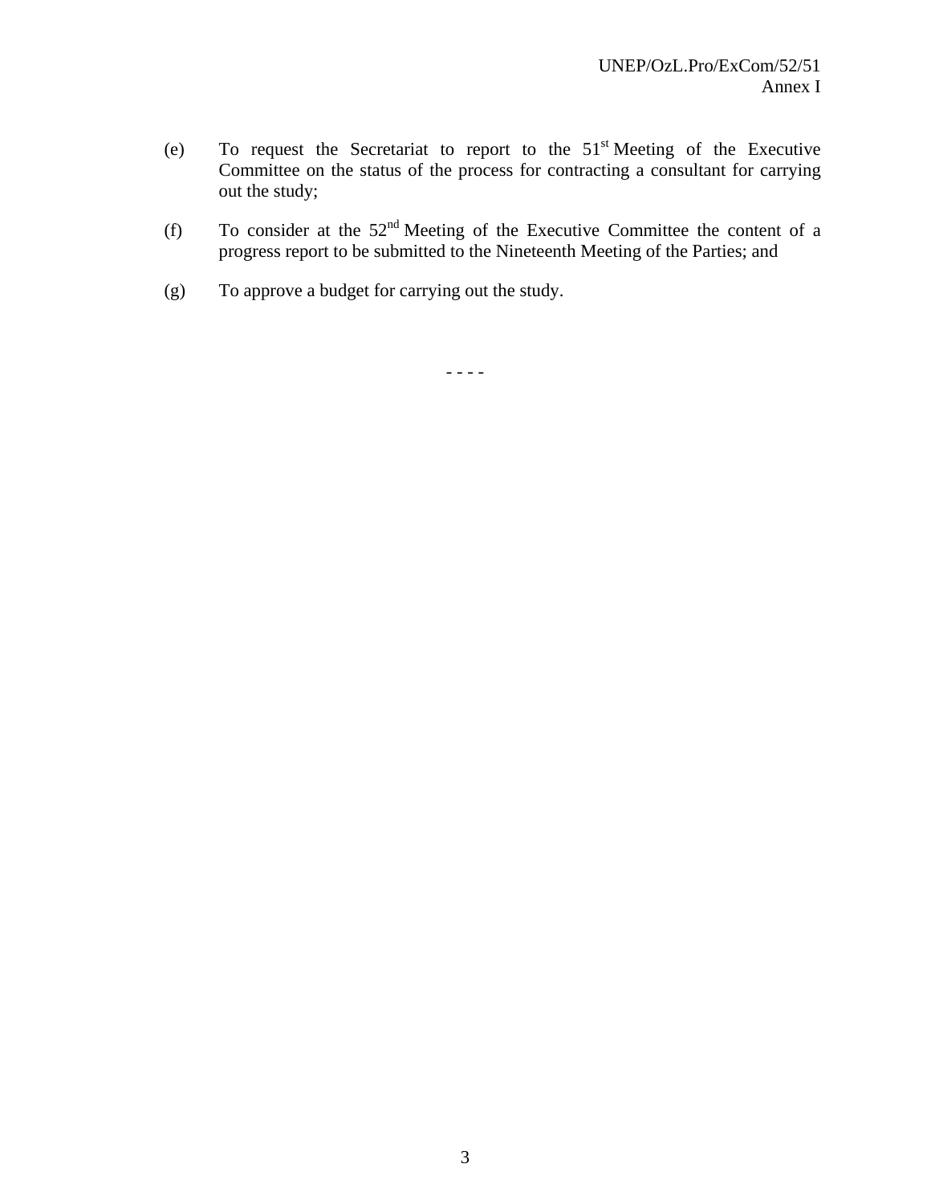(e) To request the Secretariat to report to the 51st Meeting of the Executive Committee on the status of the process for contracting a consultant for carrying out the study;

(f) To consider at the 52nd Meeting of the Executive Committee the content of a progress report to be submitted to the Nineteenth Meeting of the Parties; and

(g) To approve a budget for carrying out the study.

- - - -